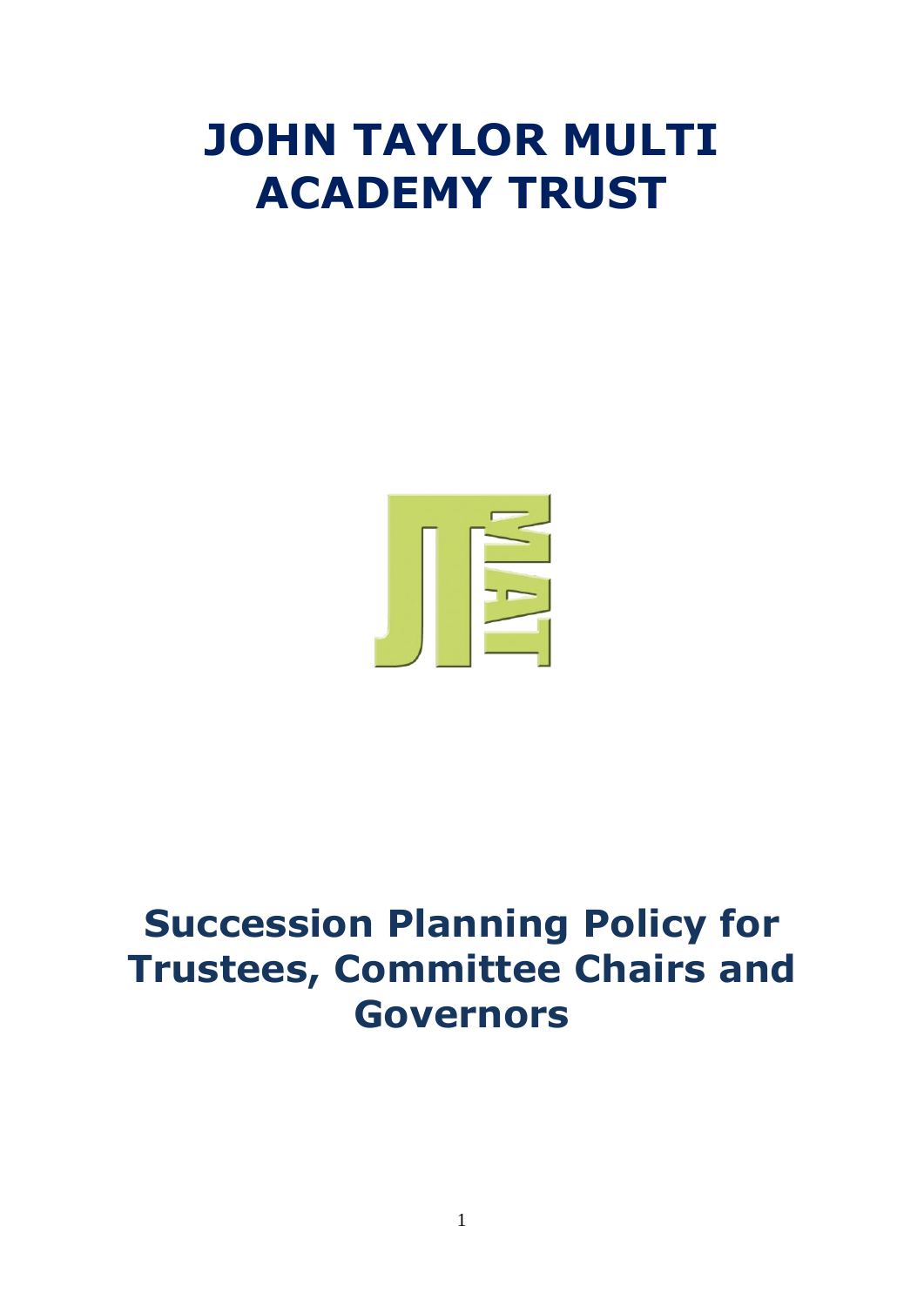# JOHN TAYLOR MULTI ACADEMY TRUST

# Succession Planning Policy for Trustees, Committee Chairs and Governors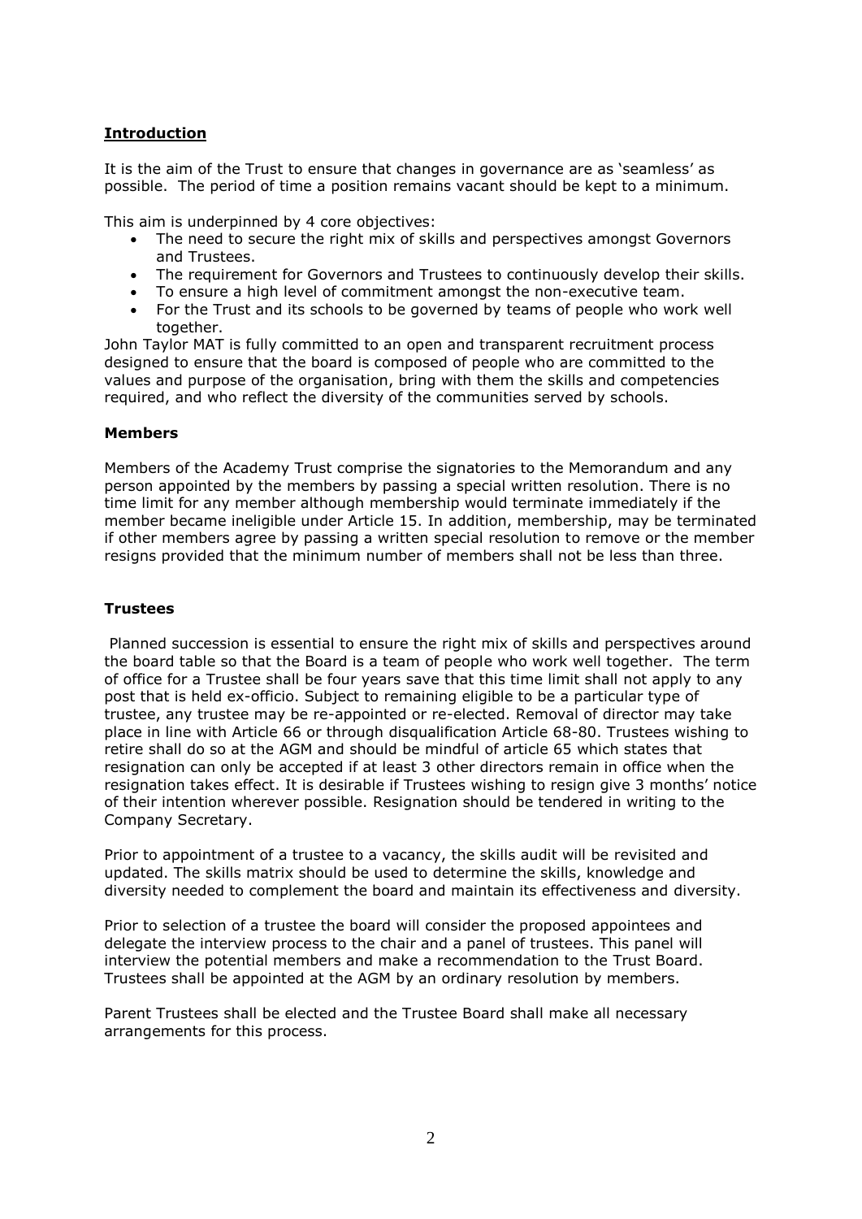## Introduction

It is the aim of the Trust to ensure that changes in governance are as 'seamless' as possible. The period of time a position remains vacant should be kept to a minimum.

This aim is underpinned by 4 core objectives:

- The need to secure the right mix of skills and perspectives amongst Governors and Trustees.
- The requirement for Governors and Trustees to continuously develop their skills.
- To ensure a high level of commitment amongst the non-executive team.
- For the Trust and its schools to be governed by teams of people who work well together.

John Taylor MAT is fully committed to an open and transparent recruitment process designed to ensure that the board is composed of people who are committed to the values and purpose of the organisation, bring with them the skills and competencies required, and who reflect the diversity of the communities served by schools.

**Members**

Members of the Academy Trust comprise the signatories to the Memorandum and any person appointed by the members by passing a special written resolution. There is no time limit for any member although membership would terminate immediately if the member became ineligible under Article 15. In addition, membership, may be terminated if other members agree by passing a written special resolution to remove or the member resigns provided that the minimum number of members shall not be less than three.

**Trustees**

Planned succession is essential to ensure the right mix of skills and perspectives around the board table so that the Board is a team of people who work well together. The term of office for a Trustee shall be four years save that this time limit shall not apply to any post that is held ex-officio. Subject to remaining eligible to be a particular type of trustee, any trustee may be re-appointed or re-elected. Removal of director may take place in line with Article 66 or through disqualification Article 68-80. Trustees wishing to retire shall do so at the AGM and should be mindful of article 65 which states that resignation can only be accepted if at least 3 other directors remain in office when the resignation takes effect. It is desirable if Trustees wishing to resign give 3 months' notice of their intention wherever possible. Resignation should be tendered in writing to the Company Secretary.

Prior to appointment of a trustee to a vacancy, the skills audit will be revisited and updated. The skills matrix should be used to determine the skills, knowledge and diversity needed to complement the board and maintain its effectiveness and diversity.

Prior to selection of a trustee the board will consider the proposed appointees and delegate the interview process to the chair and a panel of trustees. This panel will interview the potential members and make a recommendation to the Trust Board. Trustees shall be appointed at the AGM by an ordinary resolution by members.

Parent Trustees shall be elected and the Trustee Board shall make all necessary arrangements for this process.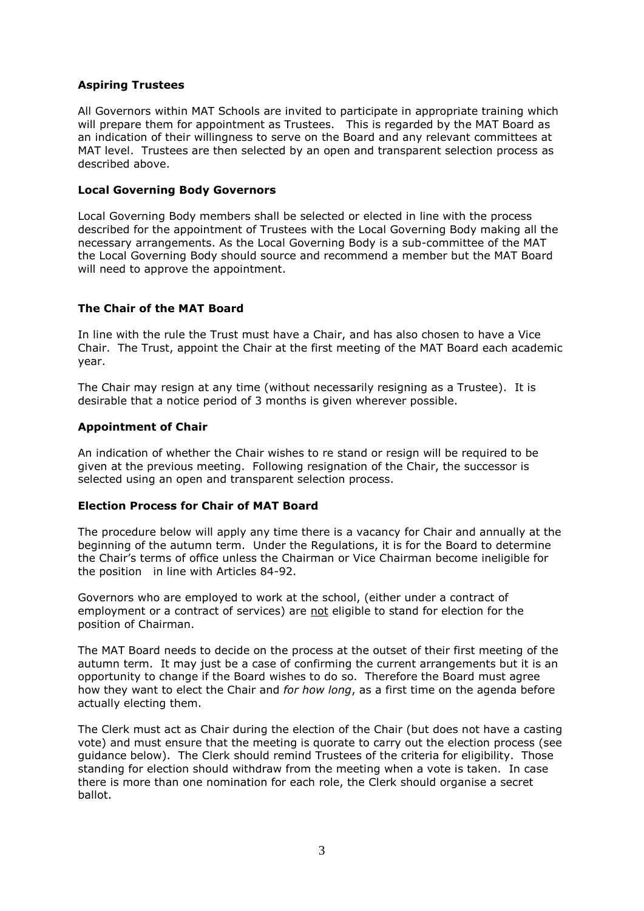### Aspiring Trustees

All Governors within MAT Schools are invited to participate in appropriate training which will prepare them for appointment as Trustees. This is regarded by the MAT Board as an indication of their willingness to serve on the Board and any relevant committees at MAT level. Trustees are then selected by an open and transparent selection process as described above.

### Local Governing Body Governors

Local Governing Body members shall be selected or elected in line with the process described for the appointment of Trustees with the Local Governing Body making all the necessary arrangements. As the Local Governing Body is a sub-committee of the MAT the Local Governing Body should source and recommend a member but the MAT Board will need to approve the appointment.

### The Chair of the MAT Board

In line with the rule the Trust must have a Chair, and has also chosen to have a Vice Chair. The Trust, appoint the Chair at the first meeting of the MAT Board each academic year.

The Chair may resign at any time (without necessarily resigning as a Trustee). It is desirable that a notice period of 3 months is given wherever possible.

### Appointment of Chair

An indication of whether the Chair wishes to re stand or resign will be required to be given at the previous meeting. Following resignation of the Chair, the successor is selected using an open and transparent selection process.

### Election Process for Chair of MAT Board

The procedure below will apply any time there is a vacancy for Chair and annually at the beginning of the autumn term. Under the Regulations, it is for the Board to determine the Chair's terms of office unless the Chairman or Vice Chairman become ineligible for the position in line with Articles 84-92.

Governors who are employed to work at the school, (either under a contract of employment or a contract of services) are <u>not</u> eligible to stand for election for the position of Chairman.

The MAT Board needs to decide on the process at the outset of their first meeting of the autumn term. It may just be a case of confirming the current arrangements but it is an opportunity to change if the Board wishes to do so. Therefore the Board must agree how they want to elect the Chair and *for how long*, as a first time on the agenda before actually electing them.

The Clerk must act as Chair during the election of the Chair (but does not have a casting vote) and must ensure that the meeting is quorate to carry out the election process (see guidance below). The Clerk should remind Trustees of the criteria for eligibility. Those standing for election should withdraw from the meeting when a vote is taken. In case there is more than one nomination for each role, the Clerk should organise a secret ballot.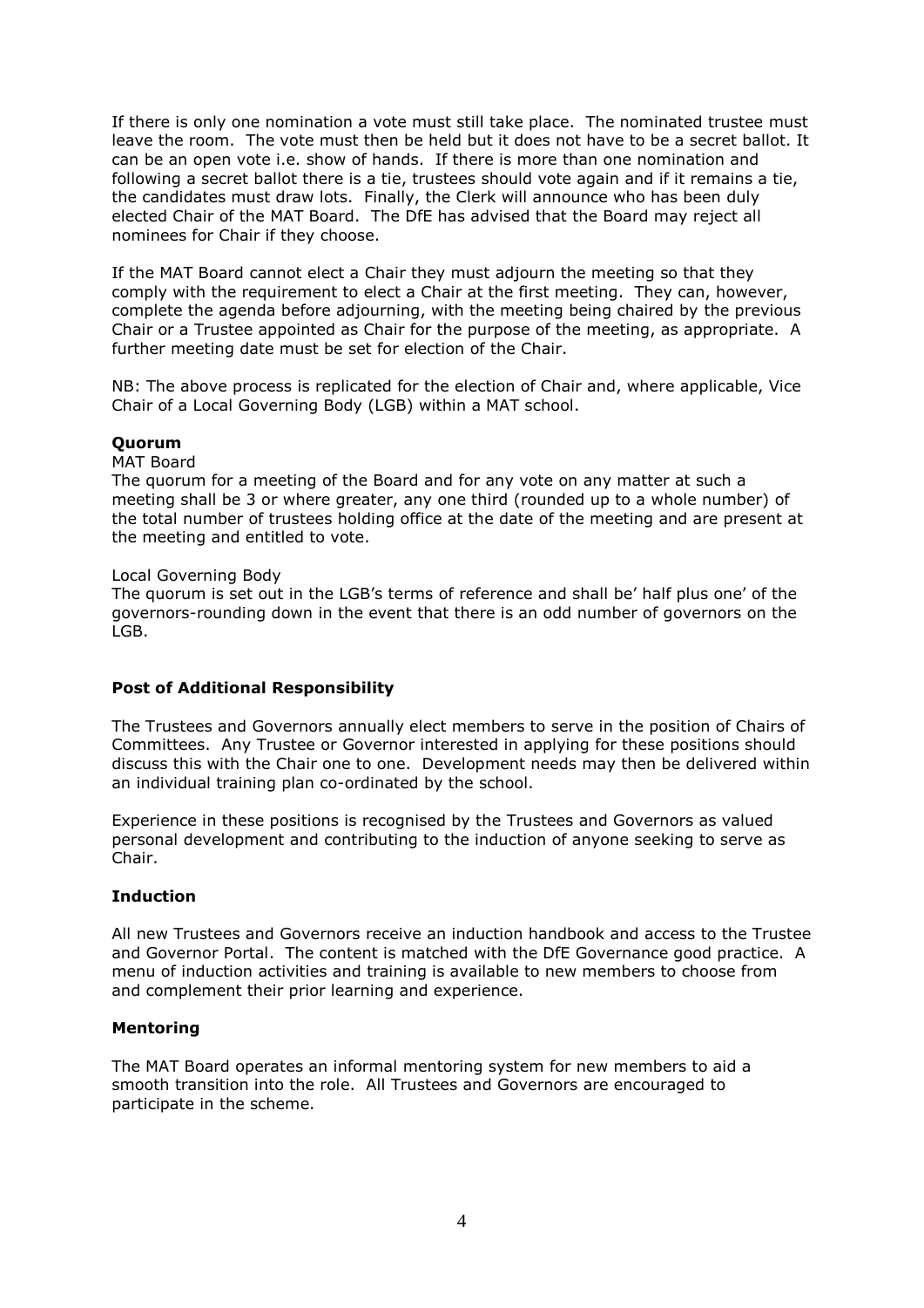If there is only one nomination a vote must still take place. The nominated trustee must leave the room. The vote must then be held but it does not have to be a secret ballot. It can be an open vote i.e. show of hands. If there is more than one nomination and following a secret ballot there is a tie, trustees should vote again and if it remains a tie, the candidates must draw lots. Finally, the Clerk will announce who has been duly elected Chair of the MAT Board. The DfE has advised that the Board may reject all nominees for Chair if they choose.

If the MAT Board cannot elect a Chair they must adjourn the meeting so that they comply with the requirement to elect a Chair at the first meeting. They can, however, complete the agenda before adjourning, with the meeting being chaired by the previous Chair or a Trustee appointed as Chair for the purpose of the meeting, as appropriate. A further meeting date must be set for election of the Chair.

NB: The above process is replicated for the election of Chair and, where applicable, Vice Chair of a Local Governing Body (LGB) within a MAT school.

**Quorum**

MAT Board

The quorum for a meeting of the Board and for any vote on any matter at such a meeting shall be 3 or where greater, any one third (rounded up to a whole number) of the total number of trustees holding office at the date of the meeting and are present at the meeting and entitled to vote.

Local Governing Body

The quorum is set out in the LGB's terms of reference and shall be' half plus one' of the governors-rounding down in the event that there is an odd number of governors on the LGB.

**Post of Additional Responsibility**

The Trustees and Governors annually elect members to serve in the position of Chairs of Committees. Any Trustee or Governor interested in applying for these positions should discuss this with the Chair one to one. Development needs may then be delivered within an individual training plan co-ordinated by the school.

Experience in these positions is recognised by the Trustees and Governors as valued personal development and contributing to the induction of anyone seeking to serve as Chair.

**Induction**

All new Trustees and Governors receive an induction handbook and access to the Trustee and Governor Portal. The content is matched with the DfE Governance good practice. A menu of induction activities and training is available to new members to choose from and complement their prior learning and experience.

**Mentoring**

The MAT Board operates an informal mentoring system for new members to aid a smooth transition into the role. All Trustees and Governors are encouraged to participate in the scheme.